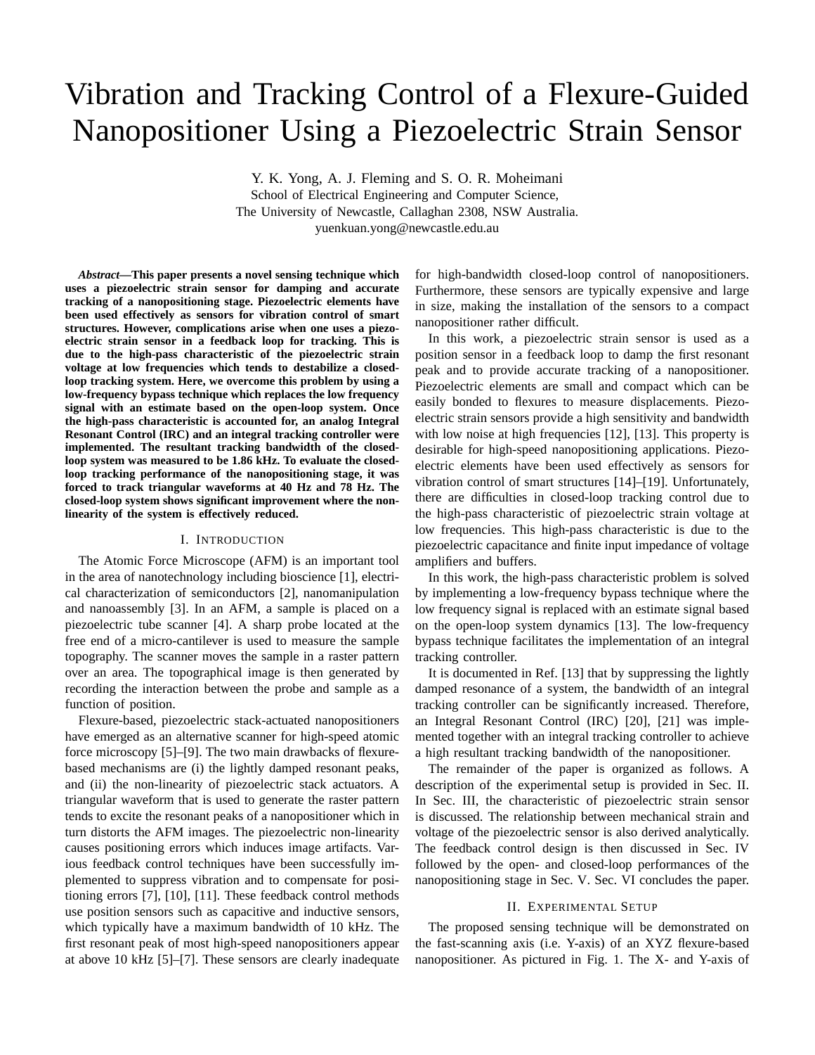# Vibration and Tracking Control of a Flexure-Guided Nanopositioner Using a Piezoelectric Strain Sensor

Y. K. Yong, A. J. Fleming and S. O. R. Moheimani

School of Electrical Engineering and Computer Science,
The University of Newcastle, Callaghan 2308, NSW Australia.
yuenkuan.yong@newcastle.edu.au

***Abstract*—This paper presents a novel sensing technique which uses a piezoelectric strain sensor for damping and accurate tracking of a nanopositioning stage. Piezoelectric elements have been used effectively as sensors for vibration control of smart structures. However, complications arise when one uses a piezoelectric strain sensor in a feedback loop for tracking. This is due to the high-pass characteristic of the piezoelectric strain voltage at low frequencies which tends to destabilize a closed-loop tracking system. Here, we overcome this problem by using a low-frequency bypass technique which replaces the low frequency signal with an estimate based on the open-loop system. Once the high-pass characteristic is accounted for, an analog Integral Resonant Control (IRC) and an integral tracking controller were implemented. The resultant tracking bandwidth of the closed-loop system was measured to be 1.86 kHz. To evaluate the closed-loop tracking performance of the nanopositioning stage, it was forced to track triangular waveforms at 40 Hz and 78 Hz. The closed-loop system shows significant improvement where the non-linearity of the system is effectively reduced.**

## I. Introduction

The Atomic Force Microscope (AFM) is an important tool in the area of nanotechnology including bioscience [1], electrical characterization of semiconductors [2], nanomanipulation and nanoassembly [3]. In an AFM, a sample is placed on a piezoelectric tube scanner [4]. A sharp probe located at the free end of a micro-cantilever is used to measure the sample topography. The scanner moves the sample in a raster pattern over an area. The topographical image is then generated by recording the interaction between the probe and sample as a function of position.

Flexure-based, piezoelectric stack-actuated nanopositioners have emerged as an alternative scanner for high-speed atomic force microscopy [5]–[9]. The two main drawbacks of flexure-based mechanisms are (i) the lightly damped resonant peaks, and (ii) the non-linearity of piezoelectric stack actuators. A triangular waveform that is used to generate the raster pattern tends to excite the resonant peaks of a nanopositioner which in turn distorts the AFM images. The piezoelectric non-linearity causes positioning errors which induces image artifacts. Various feedback control techniques have been successfully implemented to suppress vibration and to compensate for positioning errors [7], [10], [11]. These feedback control methods use position sensors such as capacitive and inductive sensors, which typically have a maximum bandwidth of 10 kHz. The first resonant peak of most high-speed nanopositioners appear at above 10 kHz [5]–[7]. These sensors are clearly inadequate for high-bandwidth closed-loop control of nanopositioners. Furthermore, these sensors are typically expensive and large in size, making the installation of the sensors to a compact nanopositioner rather difficult.

In this work, a piezoelectric strain sensor is used as a position sensor in a feedback loop to damp the first resonant peak and to provide accurate tracking of a nanopositioner. Piezoelectric elements are small and compact which can be easily bonded to flexures to measure displacements. Piezoelectric strain sensors provide a high sensitivity and bandwidth with low noise at high frequencies [12], [13]. This property is desirable for high-speed nanopositioning applications. Piezoelectric elements have been used effectively as sensors for vibration control of smart structures [14]–[19]. Unfortunately, there are difficulties in closed-loop tracking control due to the high-pass characteristic of piezoelectric strain voltage at low frequencies. This high-pass characteristic is due to the piezoelectric capacitance and finite input impedance of voltage amplifiers and buffers.

In this work, the high-pass characteristic problem is solved by implementing a low-frequency bypass technique where the low frequency signal is replaced with an estimate signal based on the open-loop system dynamics [13]. The low-frequency bypass technique facilitates the implementation of an integral tracking controller.

It is documented in Ref. [13] that by suppressing the lightly damped resonance of a system, the bandwidth of an integral tracking controller can be significantly increased. Therefore, an Integral Resonant Control (IRC) [20], [21] was implemented together with an integral tracking controller to achieve a high resultant tracking bandwidth of the nanopositioner.

The remainder of the paper is organized as follows. A description of the experimental setup is provided in Sec. II. In Sec. III, the characteristic of piezoelectric strain sensor is discussed. The relationship between mechanical strain and voltage of the piezoelectric sensor is also derived analytically. The feedback control design is then discussed in Sec. IV followed by the open- and closed-loop performances of the nanopositioning stage in Sec. V. Sec. VI concludes the paper.

## II. Experimental Setup

The proposed sensing technique will be demonstrated on the fast-scanning axis (i.e. Y-axis) of an XYZ flexure-based nanopositioner. As pictured in Fig. 1. The X- and Y-axis of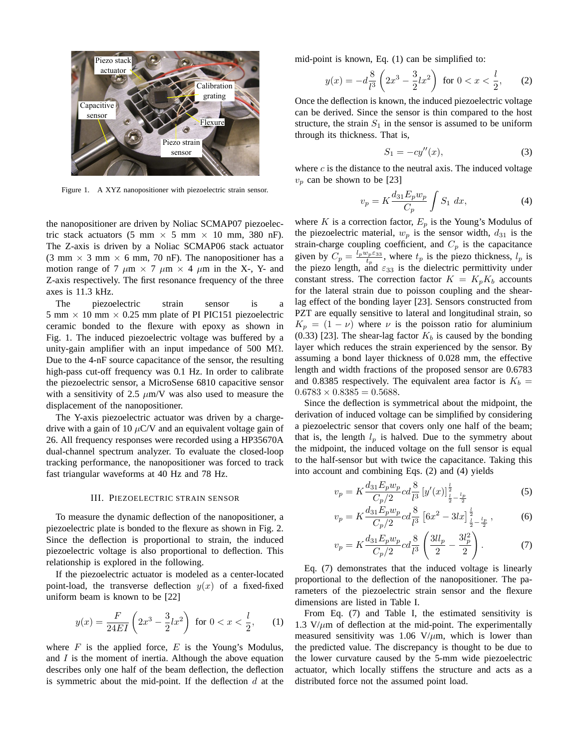Figure 1. A XYZ nanopositioner with piezoelectric strain sensor.

the nanopositioner are driven by Noliac SCMAP07 piezoelectric stack actuators (5 mm × 5 mm × 10 mm, 380 nF). The Z-axis is driven by a Noliac SCMAP06 stack actuator (3 mm × 3 mm × 6 mm, 70 nF). The nanopositioner has a motion range of 7 $\mu$m × 7 $\mu$m × 4 $\mu$m in the X-, Y- and Z-axis respectively. The first resonance frequency of the three axes is 11.3 kHz.

The piezoelectric strain sensor is a 5 mm × 10 mm × 0.25 mm plate of PI PIC151 piezoelectric ceramic bonded to the flexure with epoxy as shown in Fig. 1. The induced piezoelectric voltage was buffered by a unity-gain amplifier with an input impedance of 500 M$\Omega$. Due to the 4-nF source capacitance of the sensor, the resulting high-pass cut-off frequency was 0.1 Hz. In order to calibrate the piezoelectric sensor, a MicroSense 6810 capacitive sensor with a sensitivity of 2.5 $\mu$m/V was also used to measure the displacement of the nanopositioner.

The Y-axis piezoelectric actuator was driven by a charge-drive with a gain of 10 $\mu$C/V and an equivalent voltage gain of 26. All frequency responses were recorded using a HP35670A dual-channel spectrum analyzer. To evaluate the closed-loop tracking performance, the nanopositioner was forced to track fast triangular waveforms at 40 Hz and 78 Hz.

## III. Piezoelectric Strain Sensor

To measure the dynamic deflection of the nanopositioner, a piezoelectric plate is bonded to the flexure as shown in Fig. 2. Since the deflection is proportional to strain, the induced piezoelectric voltage is also proportional to deflection. This relationship is explored in the following.

If the piezoelectric actuator is modeled as a center-located point-load, the transverse deflection $y(x)$ of a fixed-fixed uniform beam is known to be [22]

$$y(x) = \frac{F}{24EI}\left(2x^3 - \frac{3}{2}lx^2\right) \text{ for } 0 < x < \frac{l}{2}, \tag{1}$$

where $F$ is the applied force, $E$ is the Young's Modulus, and $I$ is the moment of inertia. Although the above equation describes only one half of the beam deflection, the deflection is symmetric about the mid-point. If the deflection $d$ at the mid-point is known, Eq. (1) can be simplified to:

$$y(x) = -d\frac{8}{l^3}\left(2x^3 - \frac{3}{2}lx^2\right) \text{ for } 0 < x < \frac{l}{2}, \tag{2}$$

Once the deflection is known, the induced piezoelectric voltage can be derived. Since the sensor is thin compared to the host structure, the strain $S_1$ in the sensor is assumed to be uniform through its thickness. That is,

$$S_1 = -cy''(x), \tag{3}$$

where $c$ is the distance to the neutral axis. The induced voltage $v_p$ can be shown to be [23]

$$v_p = K\frac{d_{31}E_p w_p}{C_p}\int S_1 \, dx, \tag{4}$$

where $K$ is a correction factor, $E_p$ is the Young's Modulus of the piezoelectric material, $w_p$ is the sensor width, $d_{31}$ is the strain-charge coupling coefficient, and $C_p$ is the capacitance given by $C_p = \frac{l_p w_p \varepsilon_{33}}{t_p}$, where $t_p$ is the piezo thickness, $l_p$ is the piezo length, and $\varepsilon_{33}$ is the dielectric permittivity under constant stress. The correction factor $K = K_p K_b$ accounts for the lateral strain due to poisson coupling and the shear-lag effect of the bonding layer [23]. Sensors constructed from PZT are equally sensitive to lateral and longitudinal strain, so $K_p = (1-\nu)$ where $\nu$ is the poisson ratio for aluminium (0.33) [23]. The shear-lag factor $K_b$ is caused by the bonding layer which reduces the strain experienced by the sensor. By assuming a bond layer thickness of 0.028 mm, the effective length and width fractions of the proposed sensor are 0.6783 and 0.8385 respectively. The equivalent area factor is $K_b = 0.6783 \times 0.8385 = 0.5688$.

Since the deflection is symmetrical about the midpoint, the derivation of induced voltage can be simplified by considering a piezoelectric sensor that covers only one half of the beam; that is, the length $l_p$ is halved. Due to the symmetry about the midpoint, the induced voltage on the full sensor is equal to the half-sensor but with twice the capacitance. Taking this into account and combining Eqs. (2) and (4) yields

$$v_p = K\frac{d_{31}E_p w_p}{C_p/2}cd\frac{8}{l^3}\left[y'(x)\right]_{\frac{l}{2}-\frac{l_p}{2}}^{\frac{l}{2}} \tag{5}$$

$$v_p = K\frac{d_{31}E_p w_p}{C_p/2}cd\frac{8}{l^3}\left[6x^2 - 3lx\right]_{\frac{l}{2}-\frac{l_p}{2}}^{\frac{l}{2}}, \tag{6}$$

$$v_p = K\frac{d_{31}E_p w_p}{C_p/2}cd\frac{8}{l^3}\left(\frac{3ll_p}{2} - \frac{3l_p^2}{2}\right). \tag{7}$$

Eq. (7) demonstrates that the induced voltage is linearly proportional to the deflection of the nanopositioner. The parameters of the piezoelectric strain sensor and the flexure dimensions are listed in Table I.

From Eq. (7) and Table I, the estimated sensitivity is 1.3 V/$\mu$m of deflection at the mid-point. The experimentally measured sensitivity was 1.06 V/$\mu$m, which is lower than the predicted value. The discrepancy is thought to be due to the lower curvature caused by the 5-mm wide piezoelectric actuator, which locally stiffens the structure and acts as a distributed force not the assumed point load.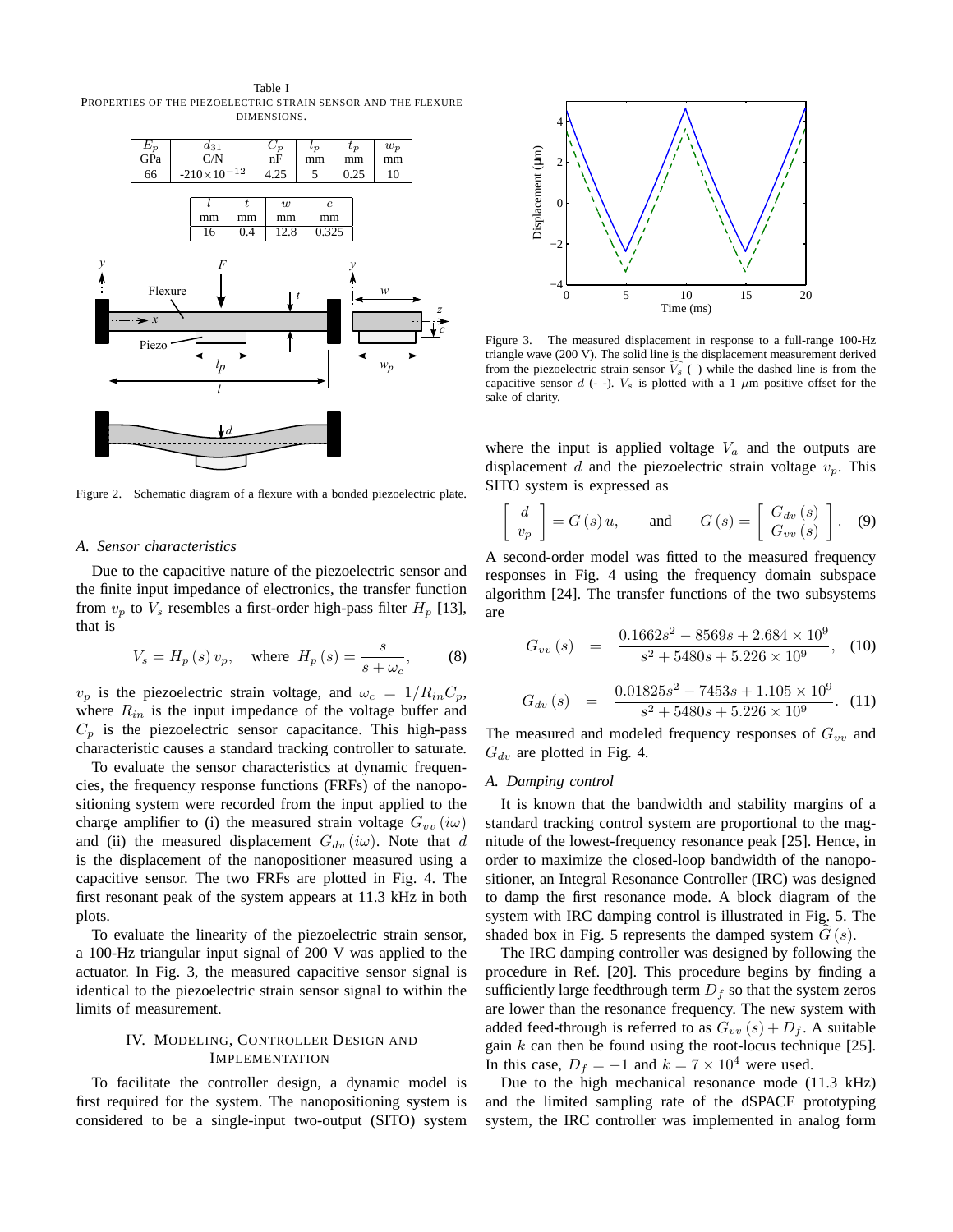Table I
PROPERTIES OF THE PIEZOELECTRIC STRAIN SENSOR AND THE FLEXURE DIMENSIONS.

| $E_p$ GPa | $d_{31}$ C/N | $C_p$ nF | $l_p$ mm | $t_p$ mm | $w_p$ mm |
|---|---|---|---|---|---|
| 66 | $-210\times10^{-12}$ | 4.25 | 5 | 0.25 | 10 |

| $l$ mm | $t$ mm | $w$ mm | $c$ mm |
|---|---|---|---|
| 16 | 0.4 | 12.8 | 0.325 |

Figure 2. Schematic diagram of a flexure with a bonded piezoelectric plate.

### A. Sensor characteristics

Due to the capacitive nature of the piezoelectric sensor and the finite input impedance of electronics, the transfer function from $v_p$ to $V_s$ resembles a first-order high-pass filter $H_p$ [13], that is

$$V_s = H_p(s)\,v_p, \quad \text{where } H_p(s) = \frac{s}{s+\omega_c}, \tag{8}$$

$v_p$ is the piezoelectric strain voltage, and $\omega_c = 1/R_{in}C_p$, where $R_{in}$ is the input impedance of the voltage buffer and $C_p$ is the piezoelectric sensor capacitance. This high-pass characteristic causes a standard tracking controller to saturate.

To evaluate the sensor characteristics at dynamic frequencies, the frequency response functions (FRFs) of the nanopositioning system were recorded from the input applied to the charge amplifier to (i) the measured strain voltage $G_{vv}(i\omega)$ and (ii) the measured displacement $G_{dv}(i\omega)$. Note that $d$ is the displacement of the nanopositioner measured using a capacitive sensor. The two FRFs are plotted in Fig. 4. The first resonant peak of the system appears at 11.3 kHz in both plots.

To evaluate the linearity of the piezoelectric strain sensor, a 100-Hz triangular input signal of 200 V was applied to the actuator. In Fig. 3, the measured capacitive sensor signal is identical to the piezoelectric strain sensor signal to within the limits of measurement.

## IV. Modeling, Controller Design and Implementation

To facilitate the controller design, a dynamic model is first required for the system. The nanopositioning system is considered to be a single-input two-output (SITO) system where the input is applied voltage $V_a$ and the outputs are displacement $d$ and the piezoelectric strain voltage $v_p$. This SITO system is expressed as

$$\begin{bmatrix} d \\ v_p \end{bmatrix} = G(s)\,u, \quad \text{and} \quad G(s) = \begin{bmatrix} G_{dv}(s) \\ G_{vv}(s) \end{bmatrix}. \tag{9}$$

A second-order model was fitted to the measured frequency responses in Fig. 4 using the frequency domain subspace algorithm [24]. The transfer functions of the two subsystems are

$$G_{vv}(s) = \frac{0.1662s^2 - 8569s + 2.684\times10^9}{s^2 + 5480s + 5.226\times10^9}, \tag{10}$$

$$G_{dv}(s) = \frac{0.01825s^2 - 7453s + 1.105\times10^9}{s^2 + 5480s + 5.226\times10^9}. \tag{11}$$

The measured and modeled frequency responses of $G_{vv}$ and $G_{dv}$ are plotted in Fig. 4.

Figure 3. The measured displacement in response to a full-range 100-Hz triangle wave (200 V). The solid line is the displacement measurement derived from the piezoelectric strain sensor $\widehat{V_s}$ (–) while the dashed line is from the capacitive sensor $d$ (- -). $V_s$ is plotted with a 1 $\mu$m positive offset for the sake of clarity.

### A. Damping control

It is known that the bandwidth and stability margins of a standard tracking control system are proportional to the magnitude of the lowest-frequency resonance peak [25]. Hence, in order to maximize the closed-loop bandwidth of the nanopositioner, an Integral Resonance Controller (IRC) was designed to damp the first resonance mode. A block diagram of the system with IRC damping control is illustrated in Fig. 5. The shaded box in Fig. 5 represents the damped system $\widehat{G}(s)$.

The IRC damping controller was designed by following the procedure in Ref. [20]. This procedure begins by finding a sufficiently large feedthrough term $D_f$ so that the system zeros are lower than the resonance frequency. The new system with added feed-through is referred to as $G_{vv}(s) + D_f$. A suitable gain $k$ can then be found using the root-locus technique [25]. In this case, $D_f = -1$ and $k = 7\times10^4$ were used.

Due to the high mechanical resonance mode (11.3 kHz) and the limited sampling rate of the dSPACE prototyping system, the IRC controller was implemented in analog form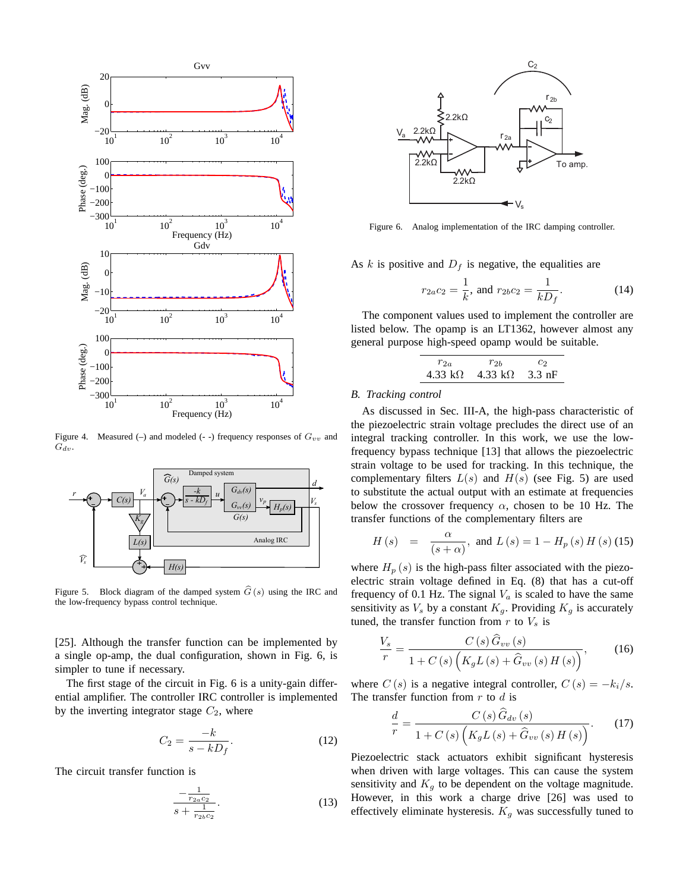Figure 4. Measured (–) and modeled (- -) frequency responses of $G_{vv}$ and $G_{dv}$.

Figure 5. Block diagram of the damped system $\widehat{G}(s)$ using the IRC and the low-frequency bypass control technique.

[25]. Although the transfer function can be implemented by a single op-amp, the dual configuration, shown in Fig. 6, is simpler to tune if necessary.

The first stage of the circuit in Fig. 6 is a unity-gain differential amplifier. The controller IRC controller is implemented by the inverting integrator stage $C_2$, where

$$C_2 = \frac{-k}{s - kD_f}. \tag{12}$$

The circuit transfer function is

$$\frac{-\frac{1}{r_{2a}c_2}}{s + \frac{1}{r_{2b}c_2}}. \tag{13}$$

Figure 6. Analog implementation of the IRC damping controller.

As $k$ is positive and $D_f$ is negative, the equalities are

$$r_{2a}c_2 = \frac{1}{k}, \text{ and } r_{2b}c_2 = \frac{1}{kD_f}. \tag{14}$$

The component values used to implement the controller are listed below. The opamp is an LT1362, however almost any general purpose high-speed opamp would be suitable.

| $r_{2a}$ | $r_{2b}$ | $c_2$ |
|---|---|---|
| 4.33 kΩ | 4.33 kΩ | 3.3 nF |

### B. Tracking control

As discussed in Sec. III-A, the high-pass characteristic of the piezoelectric strain voltage precludes the direct use of an integral tracking controller. In this work, we use the low-frequency bypass technique [13] that allows the piezoelectric strain voltage to be used for tracking. In this technique, the complementary filters $L(s)$ and $H(s)$ (see Fig. 5) are used to substitute the actual output with an estimate at frequencies below the crossover frequency $\alpha$, chosen to be 10 Hz. The transfer functions of the complementary filters are

$$H(s) = \frac{\alpha}{(s+\alpha)}, \text{ and } L(s) = 1 - H_p(s)H(s) \tag{15}$$

where $H_p(s)$ is the high-pass filter associated with the piezoelectric strain voltage defined in Eq. (8) that has a cut-off frequency of 0.1 Hz. The signal $V_a$ is scaled to have the same sensitivity as $V_s$ by a constant $K_g$. Providing $K_g$ is accurately tuned, the transfer function from $r$ to $V_s$ is

$$\frac{V_s}{r} = \frac{C(s)\widehat{G}_{vv}(s)}{1 + C(s)\left(K_g L(s) + \widehat{G}_{vv}(s)H(s)\right)}, \tag{16}$$

where $C(s)$ is a negative integral controller, $C(s) = -k_i/s$. The transfer function from $r$ to $d$ is

$$\frac{d}{r} = \frac{C(s)\widehat{G}_{dv}(s)}{1 + C(s)\left(K_g L(s) + \widehat{G}_{vv}(s)H(s)\right)}. \tag{17}$$

Piezoelectric stack actuators exhibit significant hysteresis when driven with large voltages. This can cause the system sensitivity and $K_g$ to be dependent on the voltage magnitude. However, in this work a charge drive [26] was used to effectively eliminate hysteresis. $K_g$ was successfully tuned to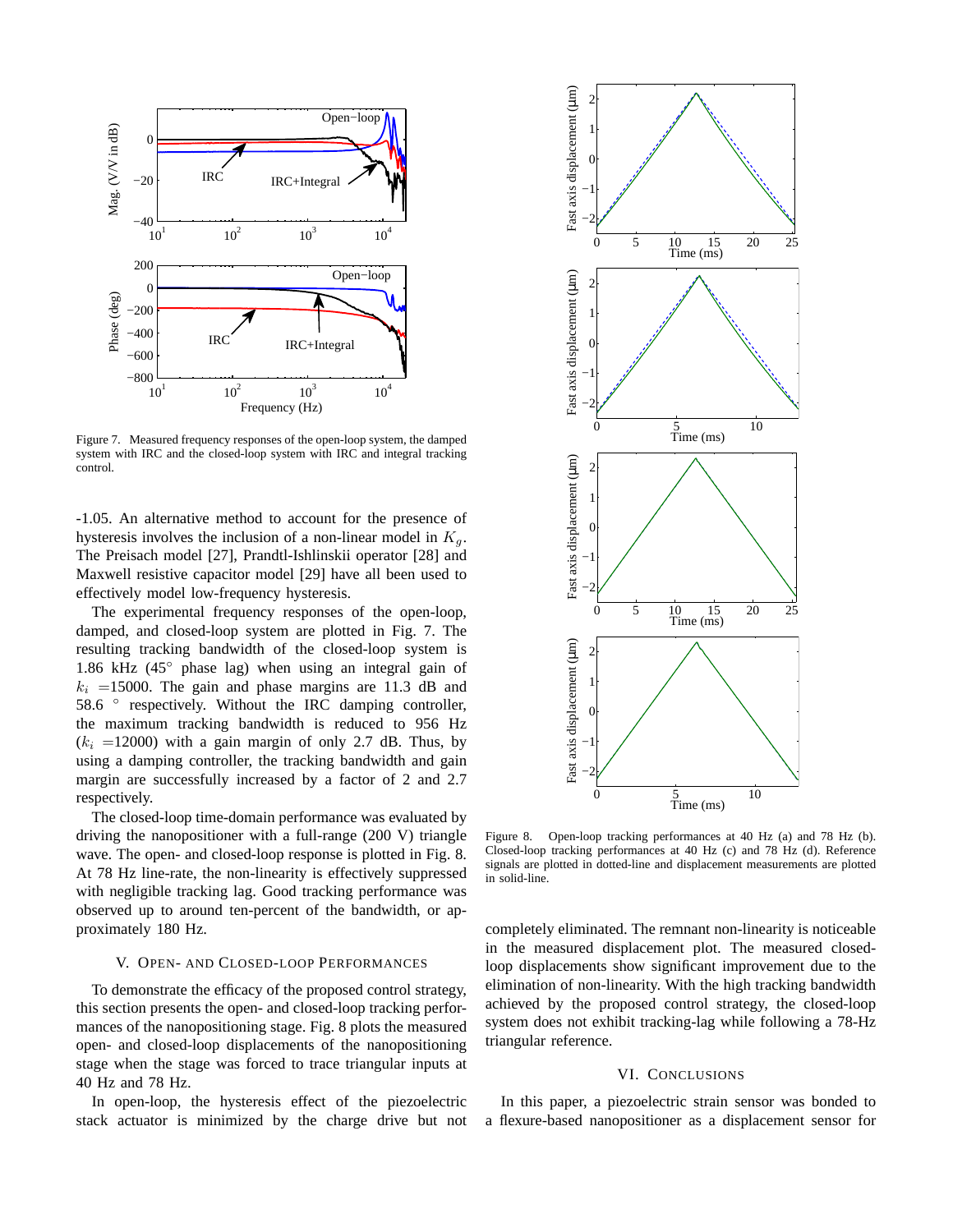Figure 7. Measured frequency responses of the open-loop system, the damped system with IRC and the closed-loop system with IRC and integral tracking control.

-1.05. An alternative method to account for the presence of hysteresis involves the inclusion of a non-linear model in $K_g$. The Preisach model [27], Prandtl-Ishlinskii operator [28] and Maxwell resistive capacitor model [29] have all been used to effectively model low-frequency hysteresis.

The experimental frequency responses of the open-loop, damped, and closed-loop system are plotted in Fig. 7. The resulting tracking bandwidth of the closed-loop system is 1.86 kHz (45° phase lag) when using an integral gain of $k_i$ =15000. The gain and phase margins are 11.3 dB and 58.6 ° respectively. Without the IRC damping controller, the maximum tracking bandwidth is reduced to 956 Hz ($k_i$ =12000) with a gain margin of only 2.7 dB. Thus, by using a damping controller, the tracking bandwidth and gain margin are successfully increased by a factor of 2 and 2.7 respectively.

The closed-loop time-domain performance was evaluated by driving the nanopositioner with a full-range (200 V) triangle wave. The open- and closed-loop response is plotted in Fig. 8. At 78 Hz line-rate, the non-linearity is effectively suppressed with negligible tracking lag. Good tracking performance was observed up to around ten-percent of the bandwidth, or approximately 180 Hz.

## V. Open- and Closed-loop Performances

To demonstrate the efficacy of the proposed control strategy, this section presents the open- and closed-loop tracking performances of the nanopositioning stage. Fig. 8 plots the measured open- and closed-loop displacements of the nanopositioning stage when the stage was forced to trace triangular inputs at 40 Hz and 78 Hz.

In open-loop, the hysteresis effect of the piezoelectric stack actuator is minimized by the charge drive but not completely eliminated. The remnant non-linearity is noticeable in the measured displacement plot. The measured closed-loop displacements show significant improvement due to the elimination of non-linearity. With the high tracking bandwidth achieved by the proposed control strategy, the closed-loop system does not exhibit tracking-lag while following a 78-Hz triangular reference.

Figure 8. Open-loop tracking performances at 40 Hz (a) and 78 Hz (b). Closed-loop tracking performances at 40 Hz (c) and 78 Hz (d). Reference signals are plotted in dotted-line and displacement measurements are plotted in solid-line.

## VI. Conclusions

In this paper, a piezoelectric strain sensor was bonded to a flexure-based nanopositioner as a displacement sensor for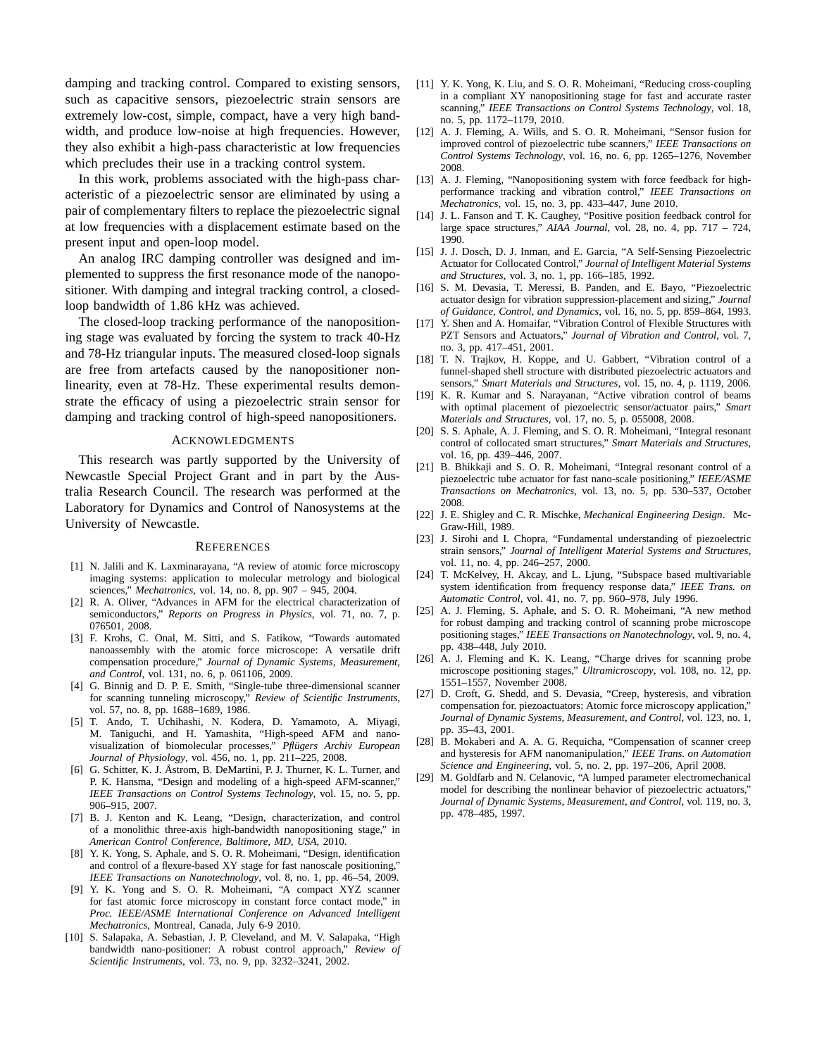damping and tracking control. Compared to existing sensors, such as capacitive sensors, piezoelectric strain sensors are extremely low-cost, simple, compact, have a very high bandwidth, and produce low-noise at high frequencies. However, they also exhibit a high-pass characteristic at low frequencies which precludes their use in a tracking control system.

In this work, problems associated with the high-pass characteristic of a piezoelectric sensor are eliminated by using a pair of complementary filters to replace the piezoelectric signal at low frequencies with a displacement estimate based on the present input and open-loop model.

An analog IRC damping controller was designed and implemented to suppress the first resonance mode of the nanopositioner. With damping and integral tracking control, a closed-loop bandwidth of 1.86 kHz was achieved.

The closed-loop tracking performance of the nanopositioning stage was evaluated by forcing the system to track 40-Hz and 78-Hz triangular inputs. The measured closed-loop signals are free from artefacts caused by the nanopositioner nonlinearity, even at 78-Hz. These experimental results demonstrate the efficacy of using a piezoelectric strain sensor for damping and tracking control of high-speed nanopositioners.

## Acknowledgments

This research was partly supported by the University of Newcastle Special Project Grant and in part by the Australia Research Council. The research was performed at the Laboratory for Dynamics and Control of Nanosystems at the University of Newcastle.

## References

[1] N. Jalili and K. Laxminarayana, "A review of atomic force microscopy imaging systems: application to molecular metrology and biological sciences," *Mechatronics*, vol. 14, no. 8, pp. 907 – 945, 2004.

[2] R. A. Oliver, "Advances in AFM for the electrical characterization of semiconductors," *Reports on Progress in Physics*, vol. 71, no. 7, p. 076501, 2008.

[3] F. Krohs, C. Onal, M. Sitti, and S. Fatikow, "Towards automated nanoassembly with the atomic force microscope: A versatile drift compensation procedure," *Journal of Dynamic Systems, Measurement, and Control*, vol. 131, no. 6, p. 061106, 2009.

[4] G. Binnig and D. P. E. Smith, "Single-tube three-dimensional scanner for scanning tunneling microscopy," *Review of Scientific Instruments*, vol. 57, no. 8, pp. 1688–1689, 1986.

[5] T. Ando, T. Uchihashi, N. Kodera, D. Yamamoto, A. Miyagi, M. Taniguchi, and H. Yamashita, "High-speed AFM and nano-visualization of biomolecular processes," *Pflügers Archiv European Journal of Physiology*, vol. 456, no. 1, pp. 211–225, 2008.

[6] G. Schitter, K. J. Åstrom, B. DeMartini, P. J. Thurner, K. L. Turner, and P. K. Hansma, "Design and modeling of a high-speed AFM-scanner," *IEEE Transactions on Control Systems Technology*, vol. 15, no. 5, pp. 906–915, 2007.

[7] B. J. Kenton and K. Leang, "Design, characterization, and control of a monolithic three-axis high-bandwidth nanopositioning stage," in *American Control Conference, Baltimore, MD, USA*, 2010.

[8] Y. K. Yong, S. Aphale, and S. O. R. Moheimani, "Design, identification and control of a flexure-based XY stage for fast nanoscale positioning," *IEEE Transactions on Nanotechnology*, vol. 8, no. 1, pp. 46–54, 2009.

[9] Y. K. Yong and S. O. R. Moheimani, "A compact XYZ scanner for fast atomic force microscopy in constant force contact mode," in *Proc. IEEE/ASME International Conference on Advanced Intelligent Mechatronics*, Montreal, Canada, July 6-9 2010.

[10] S. Salapaka, A. Sebastian, J. P. Cleveland, and M. V. Salapaka, "High bandwidth nano-positioner: A robust control approach," *Review of Scientific Instruments*, vol. 73, no. 9, pp. 3232–3241, 2002.

[11] Y. K. Yong, K. Liu, and S. O. R. Moheimani, "Reducing cross-coupling in a compliant XY nanopositioning stage for fast and accurate raster scanning," *IEEE Transactions on Control Systems Technology*, vol. 18, no. 5, pp. 1172–1179, 2010.

[12] A. J. Fleming, A. Wills, and S. O. R. Moheimani, "Sensor fusion for improved control of piezoelectric tube scanners," *IEEE Transactions on Control Systems Technology*, vol. 16, no. 6, pp. 1265–1276, November 2008.

[13] A. J. Fleming, "Nanopositioning system with force feedback for high-performance tracking and vibration control," *IEEE Transactions on Mechatronics*, vol. 15, no. 3, pp. 433–447, June 2010.

[14] J. L. Fanson and T. K. Caughey, "Positive position feedback control for large space structures," *AIAA Journal*, vol. 28, no. 4, pp. 717 – 724, 1990.

[15] J. J. Dosch, D. J. Inman, and E. Garcia, "A Self-Sensing Piezoelectric Actuator for Collocated Control," *Journal of Intelligent Material Systems and Structures*, vol. 3, no. 1, pp. 166–185, 1992.

[16] S. M. Devasia, T. Meressi, B. Panden, and E. Bayo, "Piezoelectric actuator design for vibration suppression-placement and sizing," *Journal of Guidance, Control, and Dynamics*, vol. 16, no. 5, pp. 859–864, 1993.

[17] Y. Shen and A. Homaifar, "Vibration Control of Flexible Structures with PZT Sensors and Actuators," *Journal of Vibration and Control*, vol. 7, no. 3, pp. 417–451, 2001.

[18] T. N. Trajkov, H. Koppe, and U. Gabbert, "Vibration control of a funnel-shaped shell structure with distributed piezoelectric actuators and sensors," *Smart Materials and Structures*, vol. 15, no. 4, p. 1119, 2006.

[19] K. R. Kumar and S. Narayanan, "Active vibration control of beams with optimal placement of piezoelectric sensor/actuator pairs," *Smart Materials and Structures*, vol. 17, no. 5, p. 055008, 2008.

[20] S. S. Aphale, A. J. Fleming, and S. O. R. Moheimani, "Integral resonant control of collocated smart structures," *Smart Materials and Structures*, vol. 16, pp. 439–446, 2007.

[21] B. Bhikkaji and S. O. R. Moheimani, "Integral resonant control of a piezoelectric tube actuator for fast nano-scale positioning," *IEEE/ASME Transactions on Mechatronics*, vol. 13, no. 5, pp. 530–537, October 2008.

[22] J. E. Shigley and C. R. Mischke, *Mechanical Engineering Design*. McGraw-Hill, 1989.

[23] J. Sirohi and I. Chopra, "Fundamental understanding of piezoelectric strain sensors," *Journal of Intelligent Material Systems and Structures*, vol. 11, no. 4, pp. 246–257, 2000.

[24] T. McKelvey, H. Akcay, and L. Ljung, "Subspace based multivariable system identification from frequency response data," *IEEE Trans. on Automatic Control*, vol. 41, no. 7, pp. 960–978, July 1996.

[25] A. J. Fleming, S. Aphale, and S. O. R. Moheimani, "A new method for robust damping and tracking control of scanning probe microscope positioning stages," *IEEE Transactions on Nanotechnology*, vol. 9, no. 4, pp. 438–448, July 2010.

[26] A. J. Fleming and K. K. Leang, "Charge drives for scanning probe microscope positioning stages," *Ultramicroscopy*, vol. 108, no. 12, pp. 1551–1557, November 2008.

[27] D. Croft, G. Shedd, and S. Devasia, "Creep, hysteresis, and vibration compensation for. piezoactuators: Atomic force microscopy application," *Journal of Dynamic Systems, Measurement, and Control*, vol. 123, no. 1, pp. 35–43, 2001.

[28] B. Mokaberi and A. A. G. Requicha, "Compensation of scanner creep and hysteresis for AFM nanomanipulation," *IEEE Trans. on Automation Science and Engineering*, vol. 5, no. 2, pp. 197–206, April 2008.

[29] M. Goldfarb and N. Celanovic, "A lumped parameter electromechanical model for describing the nonlinear behavior of piezoelectric actuators," *Journal of Dynamic Systems, Measurement, and Control*, vol. 119, no. 3, pp. 478–485, 1997.